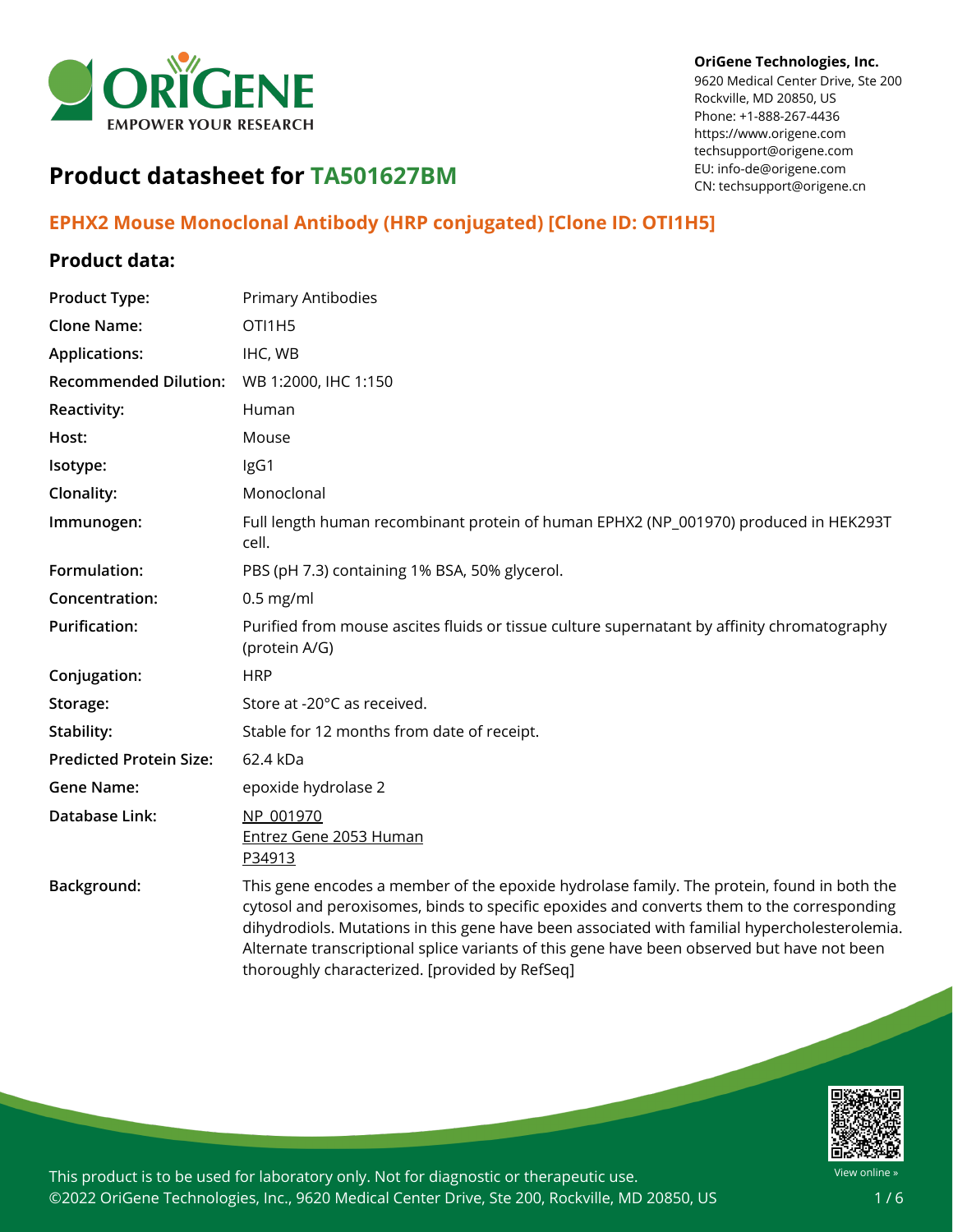**OriGene Technologies, Inc.**
9620 Medical Center Drive, Ste 200
Rockville, MD 20850, US
Phone: +1-888-267-4436
https://www.origene.com
techsupport@origene.com
EU: info-de@origene.com
CN: techsupport@origene.cn

# Product datasheet for TA501627BM

## EPHX2 Mouse Monoclonal Antibody (HRP conjugated) [Clone ID: OTI1H5]

### Product data:

| | |
|---|---|
| **Product Type:** | Primary Antibodies |
| **Clone Name:** | OTI1H5 |
| **Applications:** | IHC, WB |
| **Recommended Dilution:** | WB 1:2000, IHC 1:150 |
| **Reactivity:** | Human |
| **Host:** | Mouse |
| **Isotype:** | IgG1 |
| **Clonality:** | Monoclonal |
| **Immunogen:** | Full length human recombinant protein of human EPHX2 (NP_001970) produced in HEK293T cell. |
| **Formulation:** | PBS (pH 7.3) containing 1% BSA, 50% glycerol. |
| **Concentration:** | 0.5 mg/ml |
| **Purification:** | Purified from mouse ascites fluids or tissue culture supernatant by affinity chromatography (protein A/G) |
| **Conjugation:** | HRP |
| **Storage:** | Store at -20°C as received. |
| **Stability:** | Stable for 12 months from date of receipt. |
| **Predicted Protein Size:** | 62.4 kDa |
| **Gene Name:** | epoxide hydrolase 2 |
| **Database Link:** | NP_001970<br>Entrez Gene 2053 Human<br>P34913 |
| **Background:** | This gene encodes a member of the epoxide hydrolase family. The protein, found in both the cytosol and peroxisomes, binds to specific epoxides and converts them to the corresponding dihydrodiols. Mutations in this gene have been associated with familial hypercholesterolemia. Alternate transcriptional splice variants of this gene have been observed but have not been thoroughly characterized. [provided by RefSeq] |

This product is to be used for laboratory only. Not for diagnostic or therapeutic use.
©2022 OriGene Technologies, Inc., 9620 Medical Center Drive, Ste 200, Rockville, MD 20850, US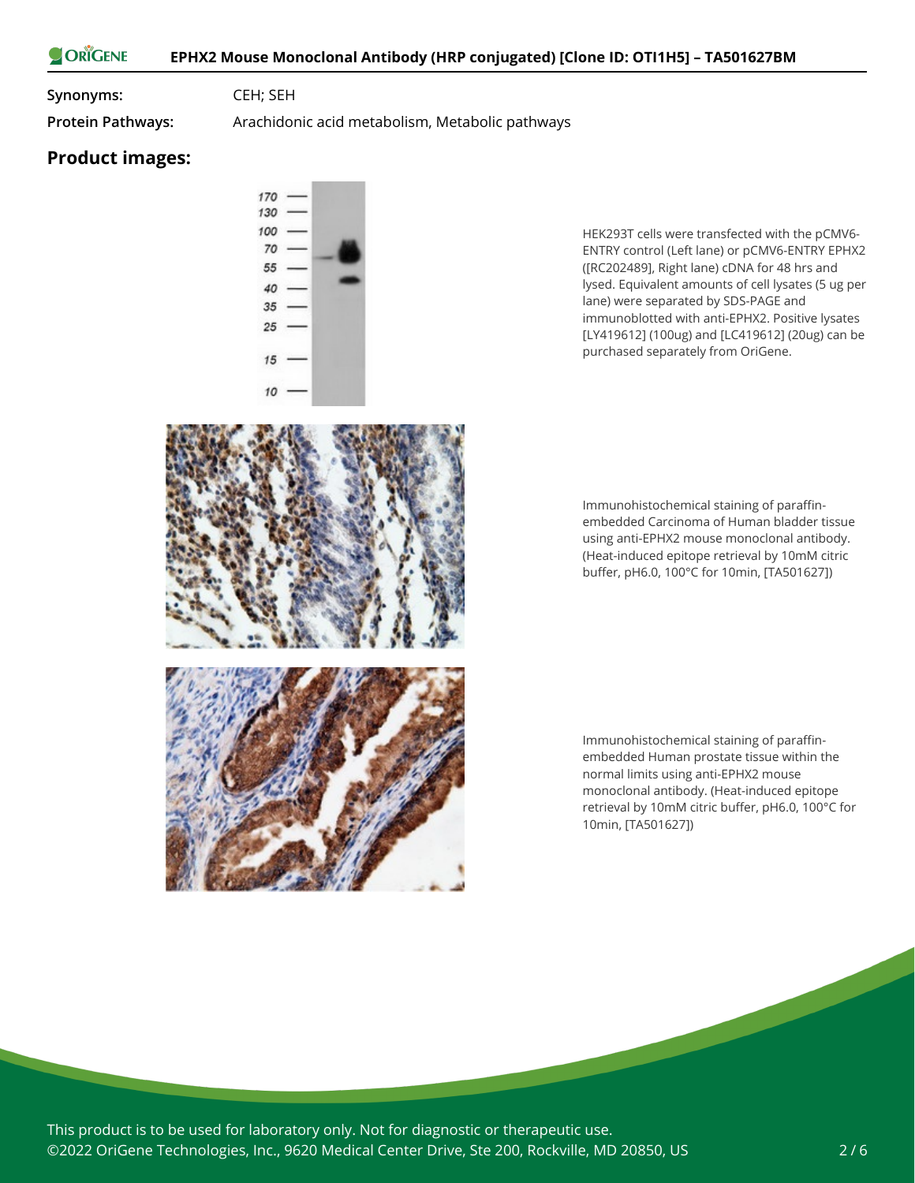**Synonyms:** CEH; SEH

**Protein Pathways:** Arachidonic acid metabolism, Metabolic pathways

## Product images:

HEK293T cells were transfected with the pCMV6-ENTRY control (Left lane) or pCMV6-ENTRY EPHX2 ([RC202489], Right lane) cDNA for 48 hrs and lysed. Equivalent amounts of cell lysates (5 ug per lane) were separated by SDS-PAGE and immunoblotted with anti-EPHX2. Positive lysates [LY419612] (100ug) and [LC419612] (20ug) can be purchased separately from OriGene.

Immunohistochemical staining of paraffin-embedded Carcinoma of Human bladder tissue using anti-EPHX2 mouse monoclonal antibody. (Heat-induced epitope retrieval by 10mM citric buffer, pH6.0, 100°C for 10min, [TA501627])

Immunohistochemical staining of paraffin-embedded Human prostate tissue within the normal limits using anti-EPHX2 mouse monoclonal antibody. (Heat-induced epitope retrieval by 10mM citric buffer, pH6.0, 100°C for 10min, [TA501627])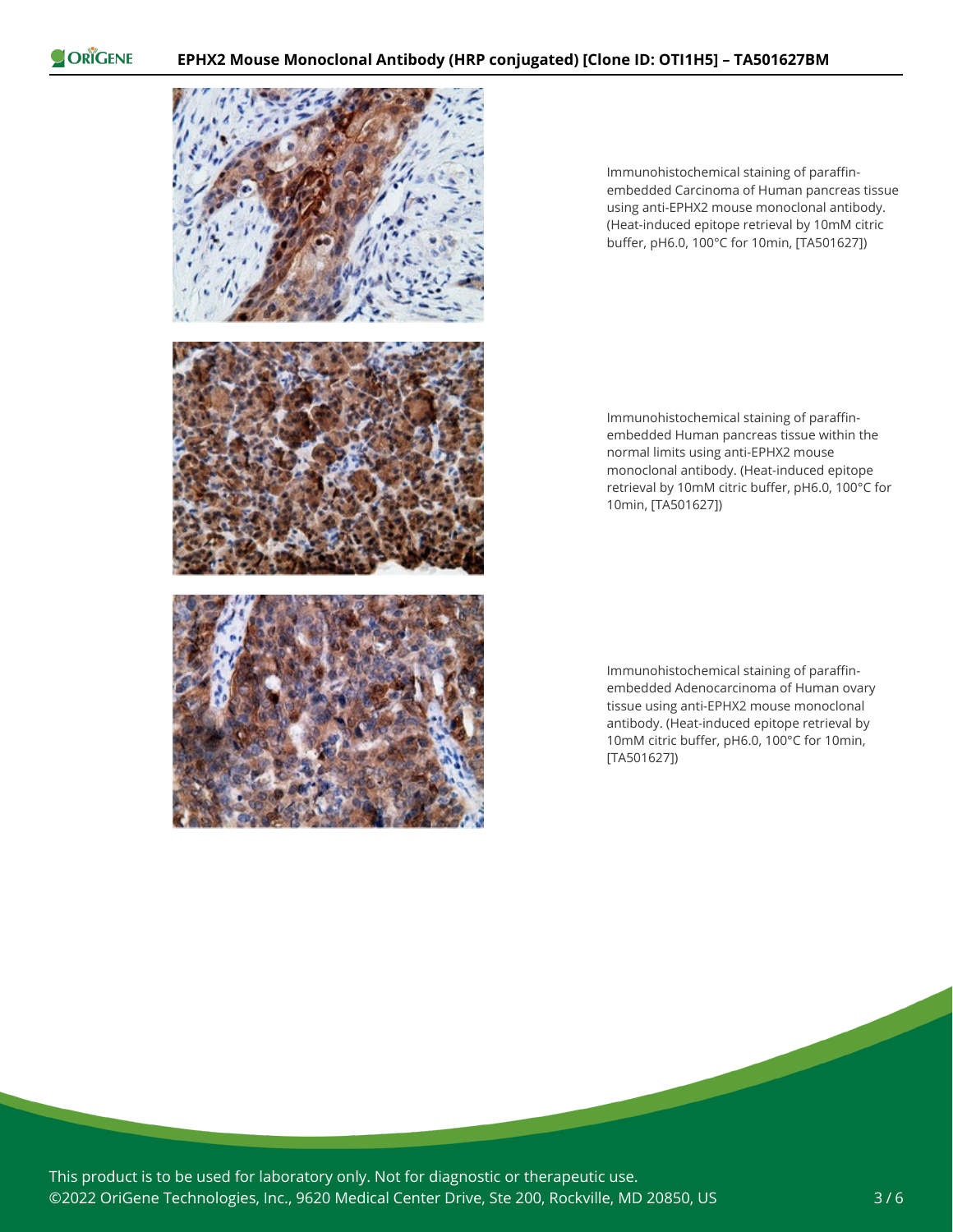Immunohistochemical staining of paraffin-embedded Carcinoma of Human pancreas tissue using anti-EPHX2 mouse monoclonal antibody. (Heat-induced epitope retrieval by 10mM citric buffer, pH6.0, 100°C for 10min, [TA501627])

Immunohistochemical staining of paraffin-embedded Human pancreas tissue within the normal limits using anti-EPHX2 mouse monoclonal antibody. (Heat-induced epitope retrieval by 10mM citric buffer, pH6.0, 100°C for 10min, [TA501627])

Immunohistochemical staining of paraffin-embedded Adenocarcinoma of Human ovary tissue using anti-EPHX2 mouse monoclonal antibody. (Heat-induced epitope retrieval by 10mM citric buffer, pH6.0, 100°C for 10min, [TA501627])

This product is to be used for laboratory only. Not for diagnostic or therapeutic use.
©2022 OriGene Technologies, Inc., 9620 Medical Center Drive, Ste 200, Rockville, MD 20850, US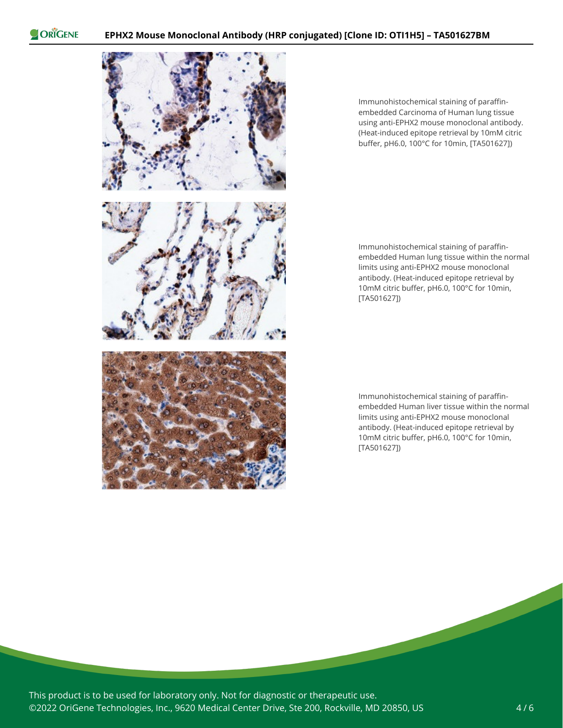Immunohistochemical staining of paraffin-embedded Carcinoma of Human lung tissue using anti-EPHX2 mouse monoclonal antibody. (Heat-induced epitope retrieval by 10mM citric buffer, pH6.0, 100°C for 10min, [TA501627])

Immunohistochemical staining of paraffin-embedded Human lung tissue within the normal limits using anti-EPHX2 mouse monoclonal antibody. (Heat-induced epitope retrieval by 10mM citric buffer, pH6.0, 100°C for 10min, [TA501627])

Immunohistochemical staining of paraffin-embedded Human liver tissue within the normal limits using anti-EPHX2 mouse monoclonal antibody. (Heat-induced epitope retrieval by 10mM citric buffer, pH6.0, 100°C for 10min, [TA501627])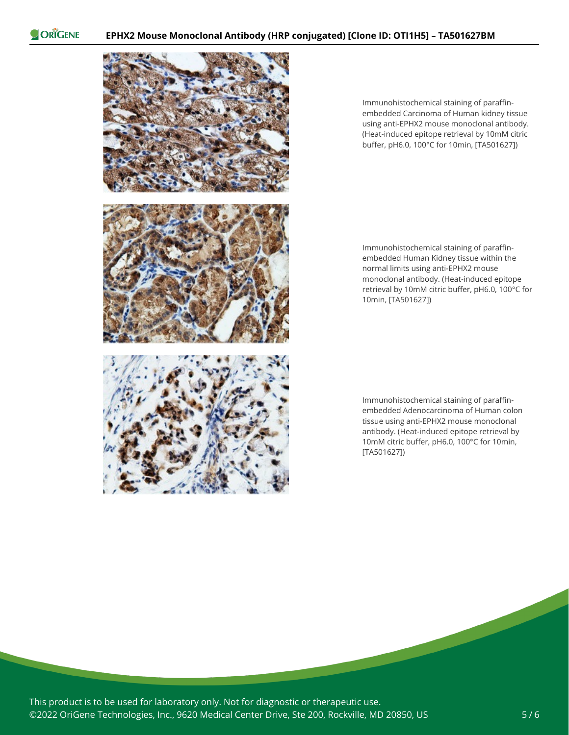Immunohistochemical staining of paraffin-embedded Carcinoma of Human kidney tissue using anti-EPHX2 mouse monoclonal antibody. (Heat-induced epitope retrieval by 10mM citric buffer, pH6.0, 100°C for 10min, [TA501627])

Immunohistochemical staining of paraffin-embedded Human Kidney tissue within the normal limits using anti-EPHX2 mouse monoclonal antibody. (Heat-induced epitope retrieval by 10mM citric buffer, pH6.0, 100°C for 10min, [TA501627])

Immunohistochemical staining of paraffin-embedded Adenocarcinoma of Human colon tissue using anti-EPHX2 mouse monoclonal antibody. (Heat-induced epitope retrieval by 10mM citric buffer, pH6.0, 100°C for 10min, [TA501627])

This product is to be used for laboratory only. Not for diagnostic or therapeutic use.
©2022 OriGene Technologies, Inc., 9620 Medical Center Drive, Ste 200, Rockville, MD 20850, US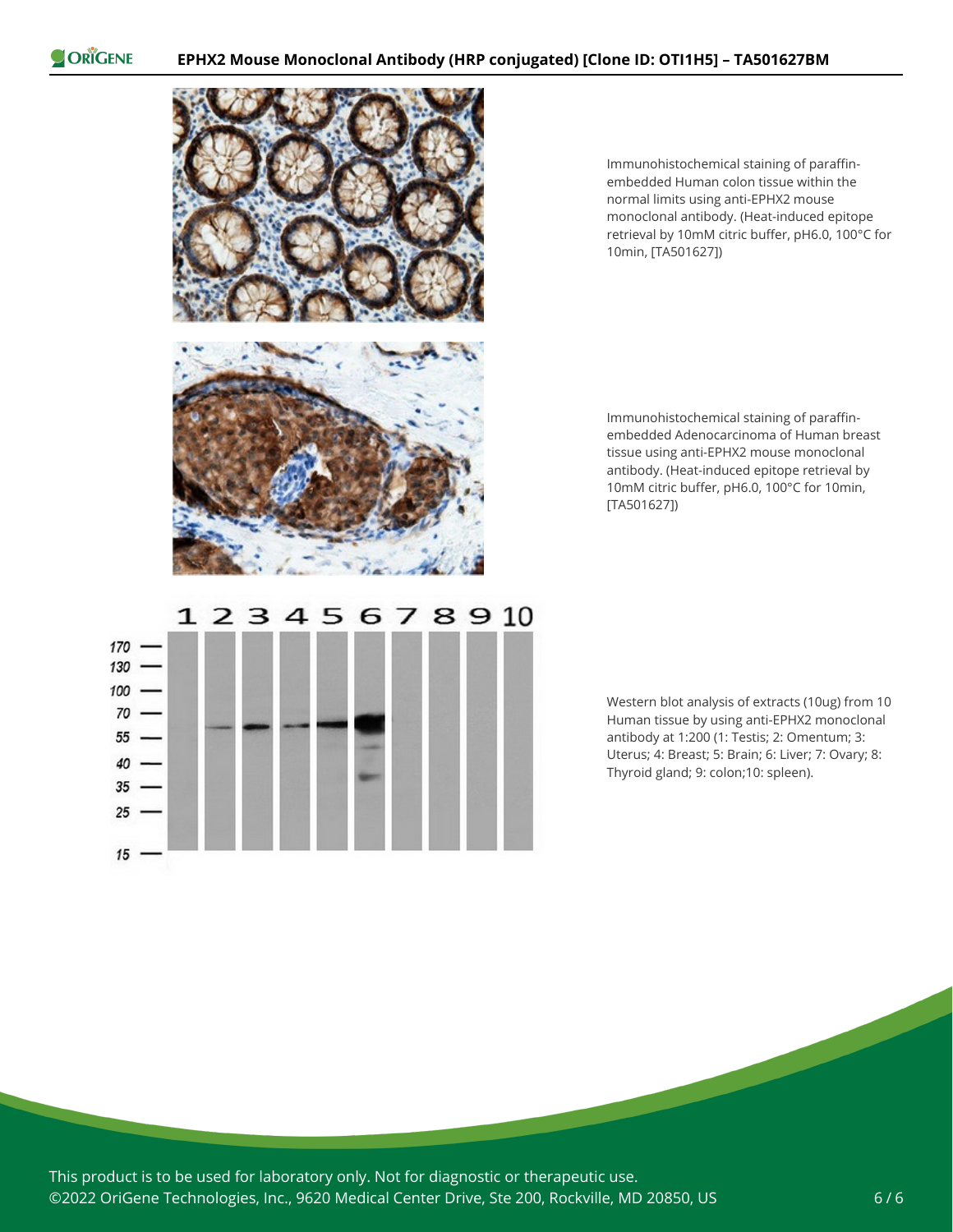Immunohistochemical staining of paraffin-embedded Human colon tissue within the normal limits using anti-EPHX2 mouse monoclonal antibody. (Heat-induced epitope retrieval by 10mM citric buffer, pH6.0, 100°C for 10min, [TA501627])

Immunohistochemical staining of paraffin-embedded Adenocarcinoma of Human breast tissue using anti-EPHX2 mouse monoclonal antibody. (Heat-induced epitope retrieval by 10mM citric buffer, pH6.0, 100°C for 10min, [TA501627])

1 2 3 4 5 6 7 8 9 10

170
130
100
70
55
40
35
25
15

Western blot analysis of extracts (10ug) from 10 Human tissue by using anti-EPHX2 monoclonal antibody at 1:200 (1: Testis; 2: Omentum; 3: Uterus; 4: Breast; 5: Brain; 6: Liver; 7: Ovary; 8: Thyroid gland; 9: colon;10: spleen).

This product is to be used for laboratory only. Not for diagnostic or therapeutic use.
©2022 OriGene Technologies, Inc., 9620 Medical Center Drive, Ste 200, Rockville, MD 20850, US